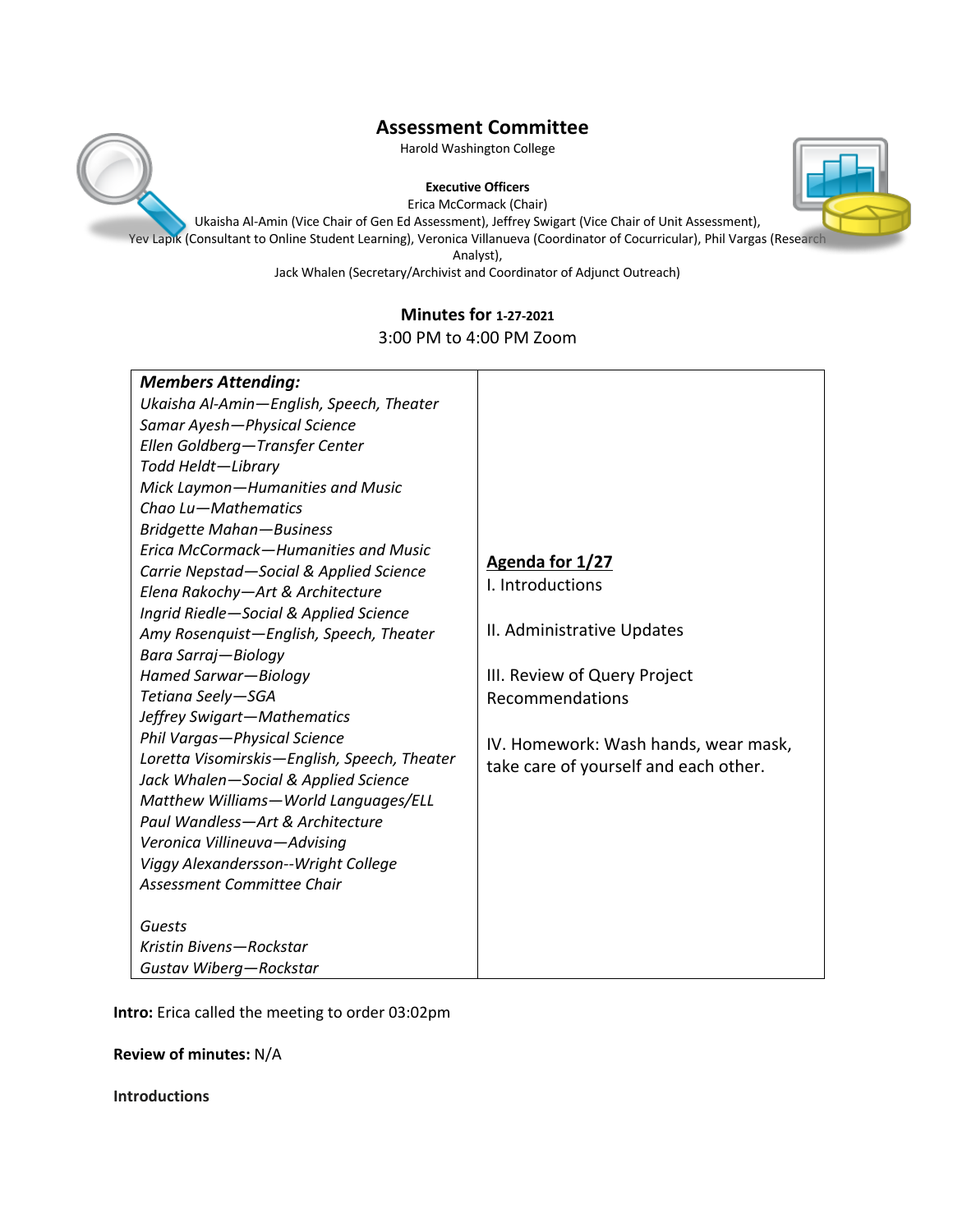# Assessment Committee

Harold Washington College

**Executive Officers**

Erica McCormack (Chair)

Ukaisha Al-Amin (Vice Chair of Gen Ed Assessment), Jeffrey Swigart (Vice Chair of Unit Assessment), Yev Lapik (Consultant to Online Student Learning), Veronica Villanueva (Coordinator of Cocurricular), Phil Vargas (Research Analyst),

Jack Whalen (Secretary/Archivist and Coordinator of Adjunct Outreach)

## Minutes for 1-27-2021

3:00 PM to 4:00 PM Zoom

| ***Members Attending:*** | |
|---|---|
| *Ukaisha Al-Amin—English, Speech, Theater*<br>*Samar Ayesh—Physical Science*<br>*Ellen Goldberg—Transfer Center*<br>*Todd Heldt—Library*<br>*Mick Laymon—Humanities and Music*<br>*Chao Lu—Mathematics*<br>*Bridgette Mahan—Business*<br>*Erica McCormack—Humanities and Music*<br>*Carrie Nepstad—Social & Applied Science*<br>*Elena Rakochy—Art & Architecture*<br>*Ingrid Riedle—Social & Applied Science*<br>*Amy Rosenquist—English, Speech, Theater*<br>*Bara Sarraj—Biology*<br>*Hamed Sarwar—Biology*<br>*Tetiana Seely—SGA*<br>*Jeffrey Swigart—Mathematics*<br>*Phil Vargas—Physical Science*<br>*Loretta Visomirskis—English, Speech, Theater*<br>*Jack Whalen—Social & Applied Science*<br>*Matthew Williams—World Languages/ELL*<br>*Paul Wandless—Art & Architecture*<br>*Veronica Villineuva—Advising*<br>*Viggy Alexandersson--Wright College Assessment Committee Chair*<br><br>*Guests*<br>*Kristin Bivens—Rockstar*<br>*Gustav Wiberg—Rockstar* | **<u>Agenda for 1/27</u>**<br>I. Introductions<br><br>II. Administrative Updates<br><br>III. Review of Query Project Recommendations<br><br>IV. Homework: Wash hands, wear mask, take care of yourself and each other. |

**Intro:** Erica called the meeting to order 03:02pm

**Review of minutes:** N/A

**Introductions**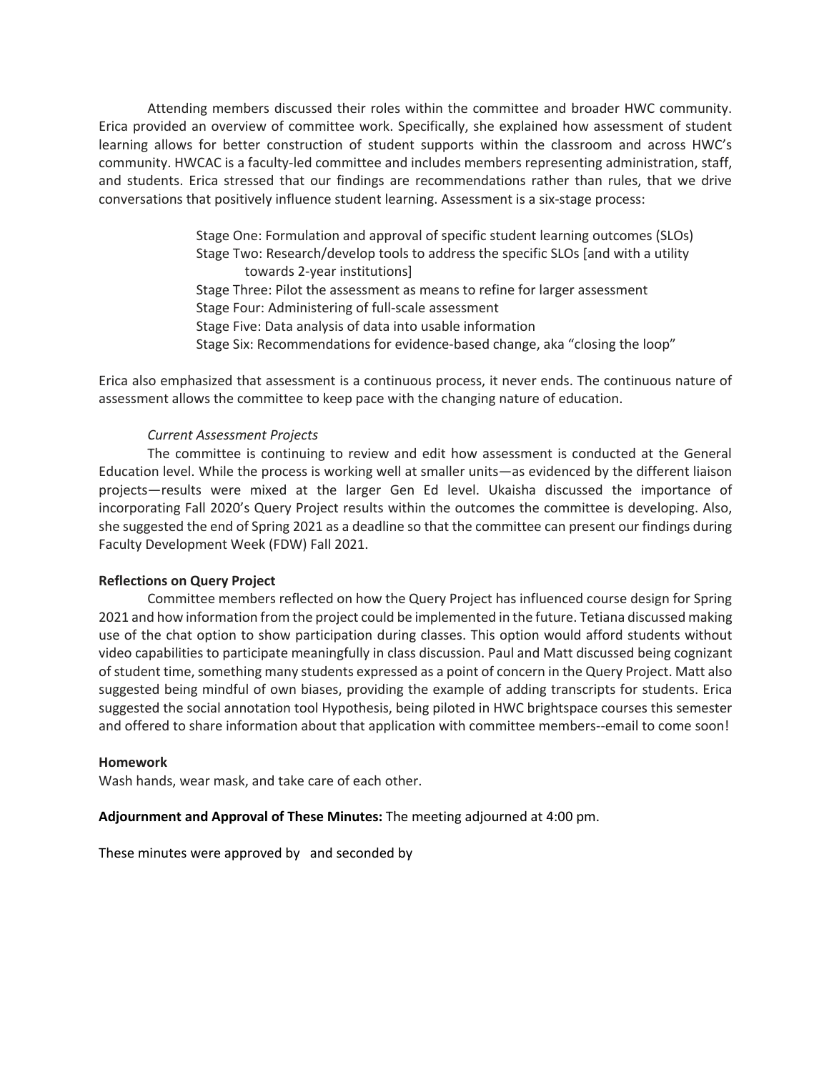Attending members discussed their roles within the committee and broader HWC community. Erica provided an overview of committee work. Specifically, she explained how assessment of student learning allows for better construction of student supports within the classroom and across HWC's community. HWCAC is a faculty-led committee and includes members representing administration, staff, and students. Erica stressed that our findings are recommendations rather than rules, that we drive conversations that positively influence student learning. Assessment is a six-stage process:

> Stage One: Formulation and approval of specific student learning outcomes (SLOs)
> Stage Two: Research/develop tools to address the specific SLOs [and with a utility towards 2-year institutions]
> Stage Three: Pilot the assessment as means to refine for larger assessment
> Stage Four: Administering of full-scale assessment
> Stage Five: Data analysis of data into usable information
> Stage Six: Recommendations for evidence-based change, aka "closing the loop"

Erica also emphasized that assessment is a continuous process, it never ends. The continuous nature of assessment allows the committee to keep pace with the changing nature of education.

*Current Assessment Projects*

The committee is continuing to review and edit how assessment is conducted at the General Education level. While the process is working well at smaller units—as evidenced by the different liaison projects—results were mixed at the larger Gen Ed level. Ukaisha discussed the importance of incorporating Fall 2020's Query Project results within the outcomes the committee is developing. Also, she suggested the end of Spring 2021 as a deadline so that the committee can present our findings during Faculty Development Week (FDW) Fall 2021.

**Reflections on Query Project**

Committee members reflected on how the Query Project has influenced course design for Spring 2021 and how information from the project could be implemented in the future. Tetiana discussed making use of the chat option to show participation during classes. This option would afford students without video capabilities to participate meaningfully in class discussion. Paul and Matt discussed being cognizant of student time, something many students expressed as a point of concern in the Query Project. Matt also suggested being mindful of own biases, providing the example of adding transcripts for students. Erica suggested the social annotation tool Hypothesis, being piloted in HWC brightspace courses this semester and offered to share information about that application with committee members--email to come soon!

**Homework**

Wash hands, wear mask, and take care of each other.

**Adjournment and Approval of These Minutes:** The meeting adjourned at 4:00 pm.

These minutes were approved by and seconded by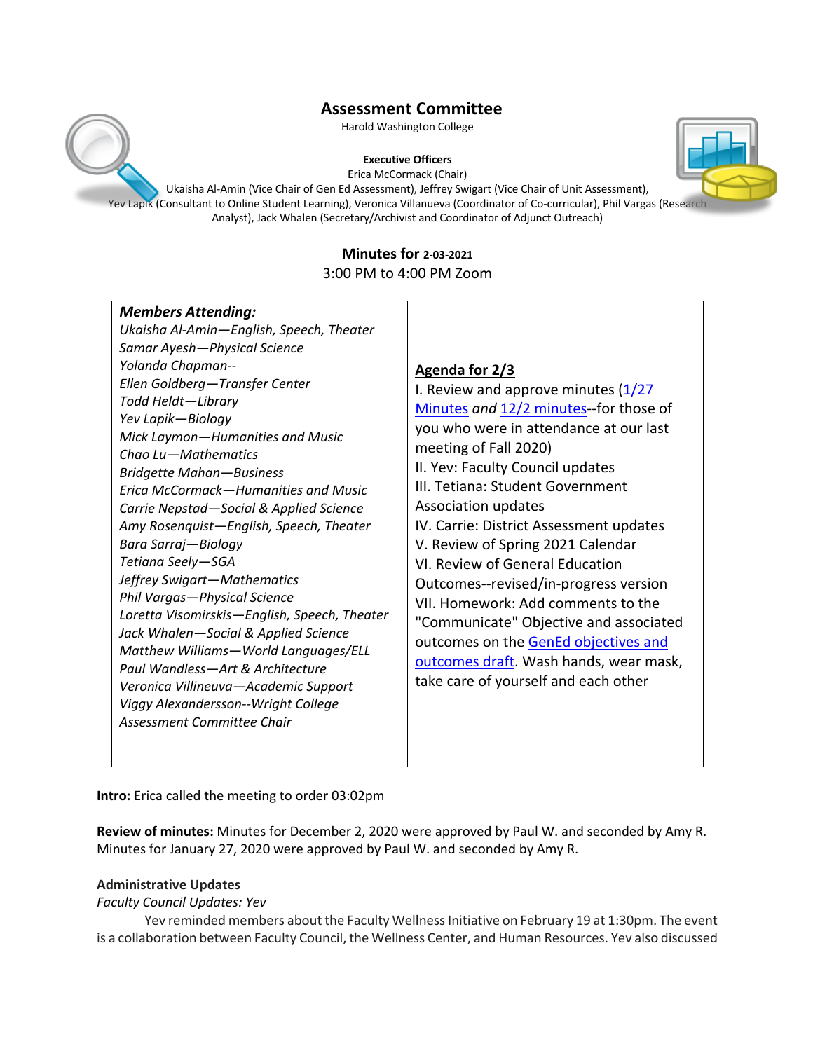# Assessment Committee

Harold Washington College

**Executive Officers**

Erica McCormack (Chair)

Ukaisha Al-Amin (Vice Chair of Gen Ed Assessment), Jeffrey Swigart (Vice Chair of Unit Assessment), Yev Lapik (Consultant to Online Student Learning), Veronica Villanueva (Coordinator of Co-curricular), Phil Vargas (Research Analyst), Jack Whalen (Secretary/Archivist and Coordinator of Adjunct Outreach)

**Minutes for 2-03-2021**

3:00 PM to 4:00 PM Zoom

| ***Members Attending:*** | **<u>Agenda for 2/3</u>** |
|---|---|
| *Ukaisha Al-Amin—English, Speech, Theater*<br>*Samar Ayesh—Physical Science*<br>*Yolanda Chapman--*<br>*Ellen Goldberg—Transfer Center*<br>*Todd Heldt—Library*<br>*Yev Lapik—Biology*<br>*Mick Laymon—Humanities and Music*<br>*Chao Lu—Mathematics*<br>*Bridgette Mahan—Business*<br>*Erica McCormack—Humanities and Music*<br>*Carrie Nepstad—Social & Applied Science*<br>*Amy Rosenquist—English, Speech, Theater*<br>*Bara Sarraj—Biology*<br>*Tetiana Seely—SGA*<br>*Jeffrey Swigart—Mathematics*<br>*Phil Vargas—Physical Science*<br>*Loretta Visomirskis—English, Speech, Theater*<br>*Jack Whalen—Social & Applied Science*<br>*Matthew Williams—World Languages/ELL*<br>*Paul Wandless—Art & Architecture*<br>*Veronica Villineuva—Academic Support*<br>*Viggy Alexandersson--Wright College Assessment Committee Chair* | I. Review and approve minutes (1/27 Minutes *and* 12/2 minutes--for those of you who were in attendance at our last meeting of Fall 2020)<br>II. Yev: Faculty Council updates<br>III. Tetiana: Student Government Association updates<br>IV. Carrie: District Assessment updates<br>V. Review of Spring 2021 Calendar<br>VI. Review of General Education Outcomes--revised/in-progress version<br>VII. Homework: Add comments to the "Communicate" Objective and associated outcomes on the GenEd objectives and outcomes draft. Wash hands, wear mask, take care of yourself and each other |

**Intro:** Erica called the meeting to order 03:02pm

**Review of minutes:** Minutes for December 2, 2020 were approved by Paul W. and seconded by Amy R. Minutes for January 27, 2020 were approved by Paul W. and seconded by Amy R.

**Administrative Updates**

*Faculty Council Updates: Yev*

Yev reminded members about the Faculty Wellness Initiative on February 19 at 1:30pm. The event is a collaboration between Faculty Council, the Wellness Center, and Human Resources. Yev also discussed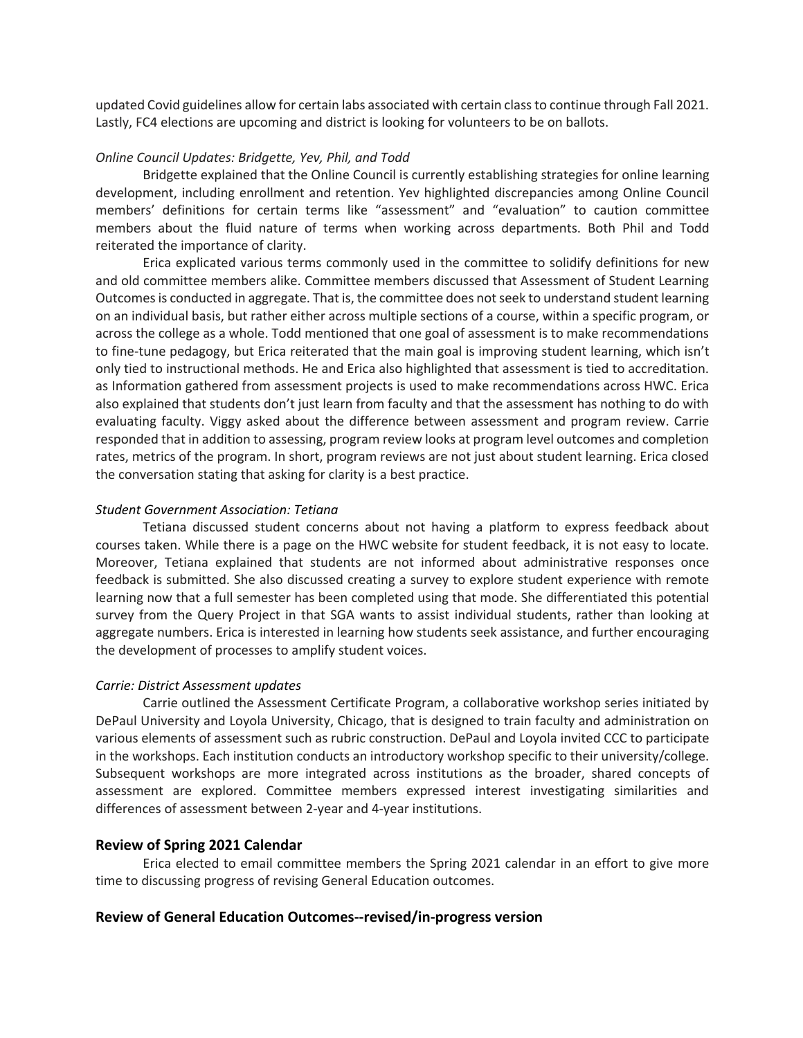updated Covid guidelines allow for certain labs associated with certain class to continue through Fall 2021. Lastly, FC4 elections are upcoming and district is looking for volunteers to be on ballots.

*Online Council Updates: Bridgette, Yev, Phil, and Todd*

Bridgette explained that the Online Council is currently establishing strategies for online learning development, including enrollment and retention. Yev highlighted discrepancies among Online Council members' definitions for certain terms like "assessment" and "evaluation" to caution committee members about the fluid nature of terms when working across departments. Both Phil and Todd reiterated the importance of clarity.

Erica explicated various terms commonly used in the committee to solidify definitions for new and old committee members alike. Committee members discussed that Assessment of Student Learning Outcomes is conducted in aggregate. That is, the committee does not seek to understand student learning on an individual basis, but rather either across multiple sections of a course, within a specific program, or across the college as a whole. Todd mentioned that one goal of assessment is to make recommendations to fine-tune pedagogy, but Erica reiterated that the main goal is improving student learning, which isn't only tied to instructional methods. He and Erica also highlighted that assessment is tied to accreditation. as Information gathered from assessment projects is used to make recommendations across HWC. Erica also explained that students don't just learn from faculty and that the assessment has nothing to do with evaluating faculty. Viggy asked about the difference between assessment and program review. Carrie responded that in addition to assessing, program review looks at program level outcomes and completion rates, metrics of the program. In short, program reviews are not just about student learning. Erica closed the conversation stating that asking for clarity is a best practice.

*Student Government Association: Tetiana*

Tetiana discussed student concerns about not having a platform to express feedback about courses taken. While there is a page on the HWC website for student feedback, it is not easy to locate. Moreover, Tetiana explained that students are not informed about administrative responses once feedback is submitted. She also discussed creating a survey to explore student experience with remote learning now that a full semester has been completed using that mode. She differentiated this potential survey from the Query Project in that SGA wants to assist individual students, rather than looking at aggregate numbers. Erica is interested in learning how students seek assistance, and further encouraging the development of processes to amplify student voices.

*Carrie: District Assessment updates*

Carrie outlined the Assessment Certificate Program, a collaborative workshop series initiated by DePaul University and Loyola University, Chicago, that is designed to train faculty and administration on various elements of assessment such as rubric construction. DePaul and Loyola invited CCC to participate in the workshops. Each institution conducts an introductory workshop specific to their university/college. Subsequent workshops are more integrated across institutions as the broader, shared concepts of assessment are explored. Committee members expressed interest investigating similarities and differences of assessment between 2-year and 4-year institutions.

## Review of Spring 2021 Calendar

Erica elected to email committee members the Spring 2021 calendar in an effort to give more time to discussing progress of revising General Education outcomes.

## Review of General Education Outcomes--revised/in-progress version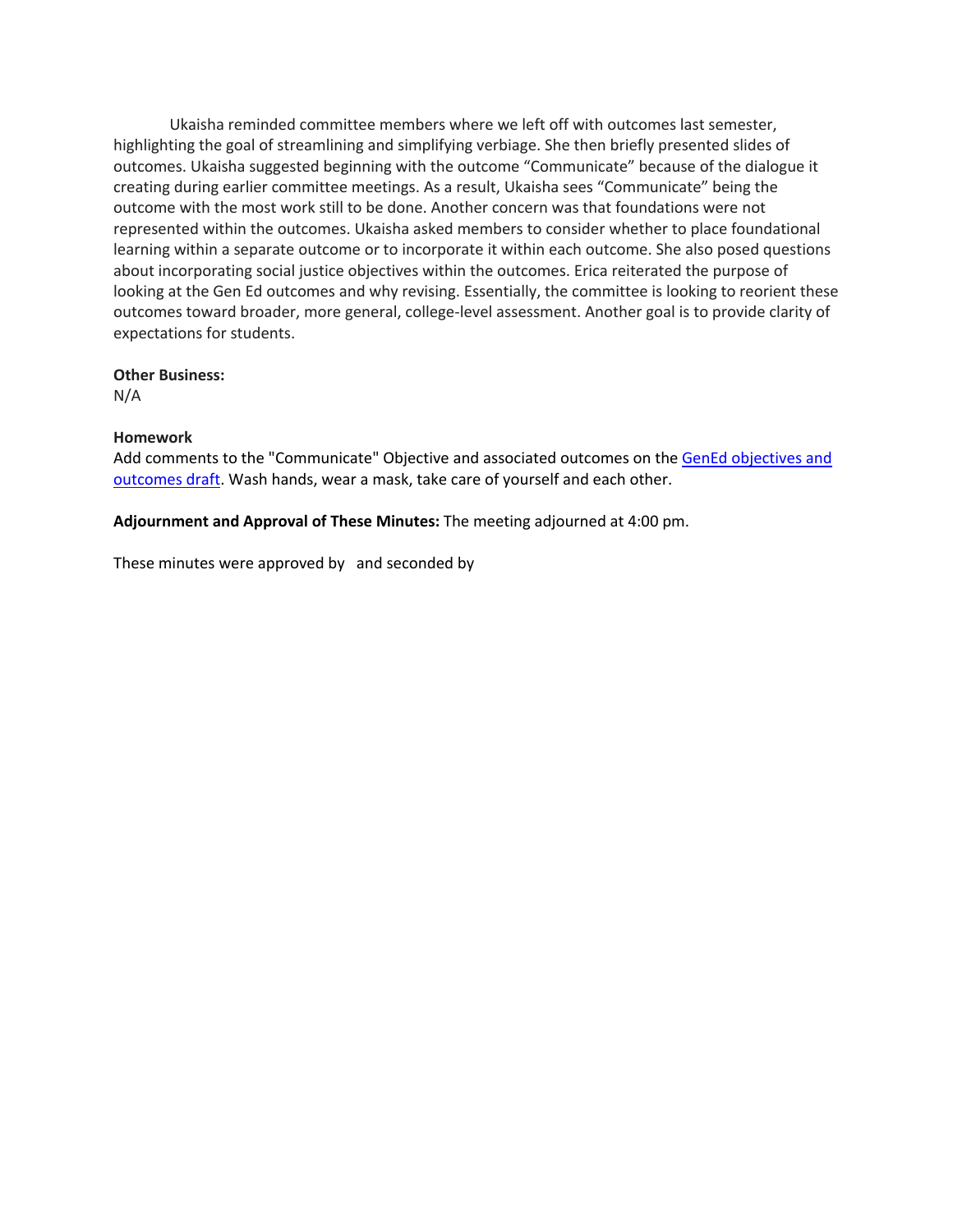Ukaisha reminded committee members where we left off with outcomes last semester, highlighting the goal of streamlining and simplifying verbiage. She then briefly presented slides of outcomes. Ukaisha suggested beginning with the outcome "Communicate" because of the dialogue it creating during earlier committee meetings. As a result, Ukaisha sees "Communicate" being the outcome with the most work still to be done. Another concern was that foundations were not represented within the outcomes. Ukaisha asked members to consider whether to place foundational learning within a separate outcome or to incorporate it within each outcome. She also posed questions about incorporating social justice objectives within the outcomes. Erica reiterated the purpose of looking at the Gen Ed outcomes and why revising. Essentially, the committee is looking to reorient these outcomes toward broader, more general, college-level assessment. Another goal is to provide clarity of expectations for students.

**Other Business:**
N/A

**Homework**
Add comments to the "Communicate" Objective and associated outcomes on the GenEd objectives and outcomes draft. Wash hands, wear a mask, take care of yourself and each other.

**Adjournment and Approval of These Minutes:** The meeting adjourned at 4:00 pm.

These minutes were approved by and seconded by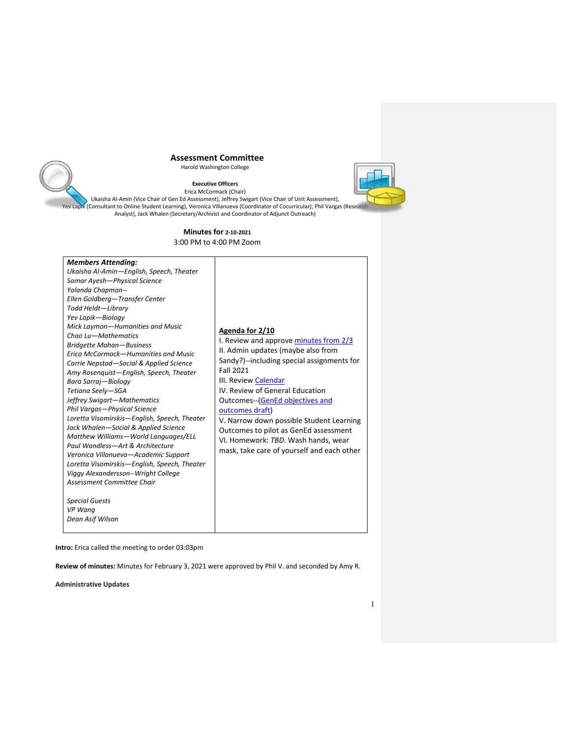# Assessment Committee

Harold Washington College

**Executive Officers**

Erica McCormack (Chair)

Ukaisha Al-Amin (Vice Chair of Gen Ed Assessment), Jeffrey Swigart (Vice Chair of Unit Assessment), Yev Lapik (Consultant to Online Student Learning), Veronica Villanueva (Coordinator of Cocurricular), Phil Vargas (Research Analyst), Jack Whalen (Secretary/Archivist and Coordinator of Adjunct Outreach)

## Minutes for 2-10-2021

3:00 PM to 4:00 PM Zoom

| ***Members Attending:*** | |
|---|---|
| *Ukaisha Al-Amin—English, Speech, Theater*<br>*Samar Ayesh—Physical Science*<br>*Yolanda Chapman--*<br>*Ellen Goldberg—Transfer Center*<br>*Todd Heldt—Library*<br>*Yev Lapik—Biology*<br>*Mick Laymon—Humanities and Music*<br>*Chao Lu—Mathematics*<br>*Bridgette Mahan—Business*<br>*Erica McCormack—Humanities and Music*<br>*Carrie Nepstad—Social & Applied Science*<br>*Amy Rosenquist—English, Speech, Theater*<br>*Bara Sarraj—Biology*<br>*Tetiana Seely—SGA*<br>*Jeffrey Swigart—Mathematics*<br>*Phil Vargas—Physical Science*<br>*Loretta Visomirskis—English, Speech, Theater*<br>*Jack Whalen—Social & Applied Science*<br>*Matthew Williams—World Languages/ELL*<br>*Paul Wandless—Art & Architecture*<br>*Veronica Villanueva—Academic Support*<br>*Loretta Visomirskis—English, Speech, Theater*<br>*Viggy Alexandersson--Wright College Assessment Committee Chair*<br><br>*Special Guests*<br>*VP Wang*<br>*Dean Asif Wilson* | **Agenda for 2/10**<br>I. Review and approve minutes from 2/3<br>II. Admin updates (maybe also from Sandy?)--including special assignments for Fall 2021<br>III. Review Calendar<br>IV. Review of General Education Outcomes--(GenEd objectives and outcomes draft)<br>V. Narrow down possible Student Learning Outcomes to pilot as GenEd assessment<br>VI. Homework: *TBD*. Wash hands, wear mask, take care of yourself and each other |

**Intro:** Erica called the meeting to order 03:03pm

**Review of minutes:** Minutes for February 3, 2021 were approved by Phil V. and seconded by Amy R.

**Administrative Updates**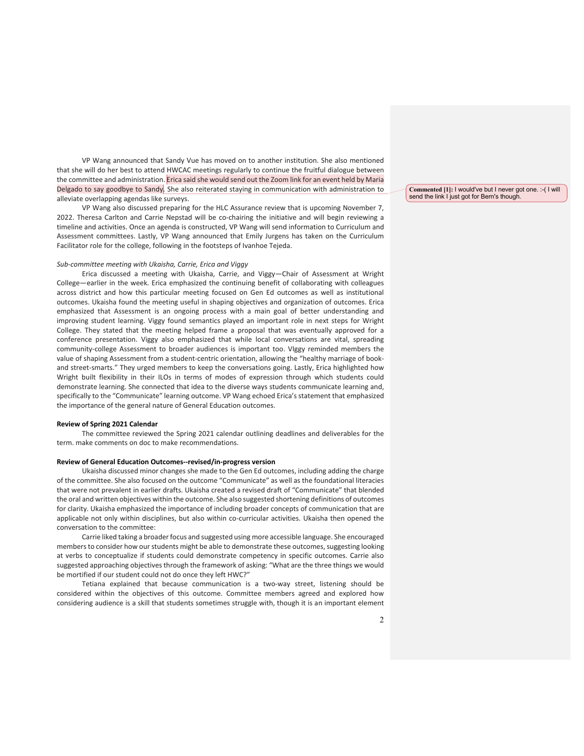VP Wang announced that Sandy Vue has moved on to another institution. She also mentioned that she will do her best to attend HWCAC meetings regularly to continue the fruitful dialogue between the committee and administration. Erica said she would send out the Zoom link for an event held by Maria Delgado to say goodbye to Sandy. She also reiterated staying in communication with administration to alleviate overlapping agendas like surveys.

> **Commented [1]:** I would've but I never got one. :-( I will send the link I just got for Bern's though.

VP Wang also discussed preparing for the HLC Assurance review that is upcoming November 7, 2022. Theresa Carlton and Carrie Nepstad will be co-chairing the initiative and will begin reviewing a timeline and activities. Once an agenda is constructed, VP Wang will send information to Curriculum and Assessment committees. Lastly, VP Wang announced that Emily Jurgens has taken on the Curriculum Facilitator role for the college, following in the footsteps of Ivanhoe Tejeda.

*Sub-committee meeting with Ukaisha, Carrie, Erica and Viggy*

Erica discussed a meeting with Ukaisha, Carrie, and Viggy—Chair of Assessment at Wright College—earlier in the week. Erica emphasized the continuing benefit of collaborating with colleagues across district and how this particular meeting focused on Gen Ed outcomes as well as institutional outcomes. Ukaisha found the meeting useful in shaping objectives and organization of outcomes. Erica emphasized that Assessment is an ongoing process with a main goal of better understanding and improving student learning. Viggy found semantics played an important role in next steps for Wright College. They stated that the meeting helped frame a proposal that was eventually approved for a conference presentation. Viggy also emphasized that while local conversations are vital, spreading community-college Assessment to broader audiences is important too. VIggy reminded members the value of shaping Assessment from a student-centric orientation, allowing the "healthy marriage of book- and street-smarts." They urged members to keep the conversations going. Lastly, Erica highlighted how Wright built flexibility in their ILOs in terms of modes of expression through which students could demonstrate learning. She connected that idea to the diverse ways students communicate learning and, specifically to the "Communicate" learning outcome. VP Wang echoed Erica's statement that emphasized the importance of the general nature of General Education outcomes.

**Review of Spring 2021 Calendar**

The committee reviewed the Spring 2021 calendar outlining deadlines and deliverables for the term. make comments on doc to make recommendations.

**Review of General Education Outcomes--revised/in-progress version**

Ukaisha discussed minor changes she made to the Gen Ed outcomes, including adding the charge of the committee. She also focused on the outcome "Communicate" as well as the foundational literacies that were not prevalent in earlier drafts. Ukaisha created a revised draft of "Communicate" that blended the oral and written objectives within the outcome. She also suggested shortening definitions of outcomes for clarity. Ukaisha emphasized the importance of including broader concepts of communication that are applicable not only within disciplines, but also within co-curricular activities. Ukaisha then opened the conversation to the committee:

Carrie liked taking a broader focus and suggested using more accessible language. She encouraged members to consider how our students might be able to demonstrate these outcomes, suggesting looking at verbs to conceptualize if students could demonstrate competency in specific outcomes. Carrie also suggested approaching objectives through the framework of asking: "What are the three things we would be mortified if our student could not do once they left HWC?"

Tetiana explained that because communication is a two-way street, listening should be considered within the objectives of this outcome. Committee members agreed and explored how considering audience is a skill that students sometimes struggle with, though it is an important element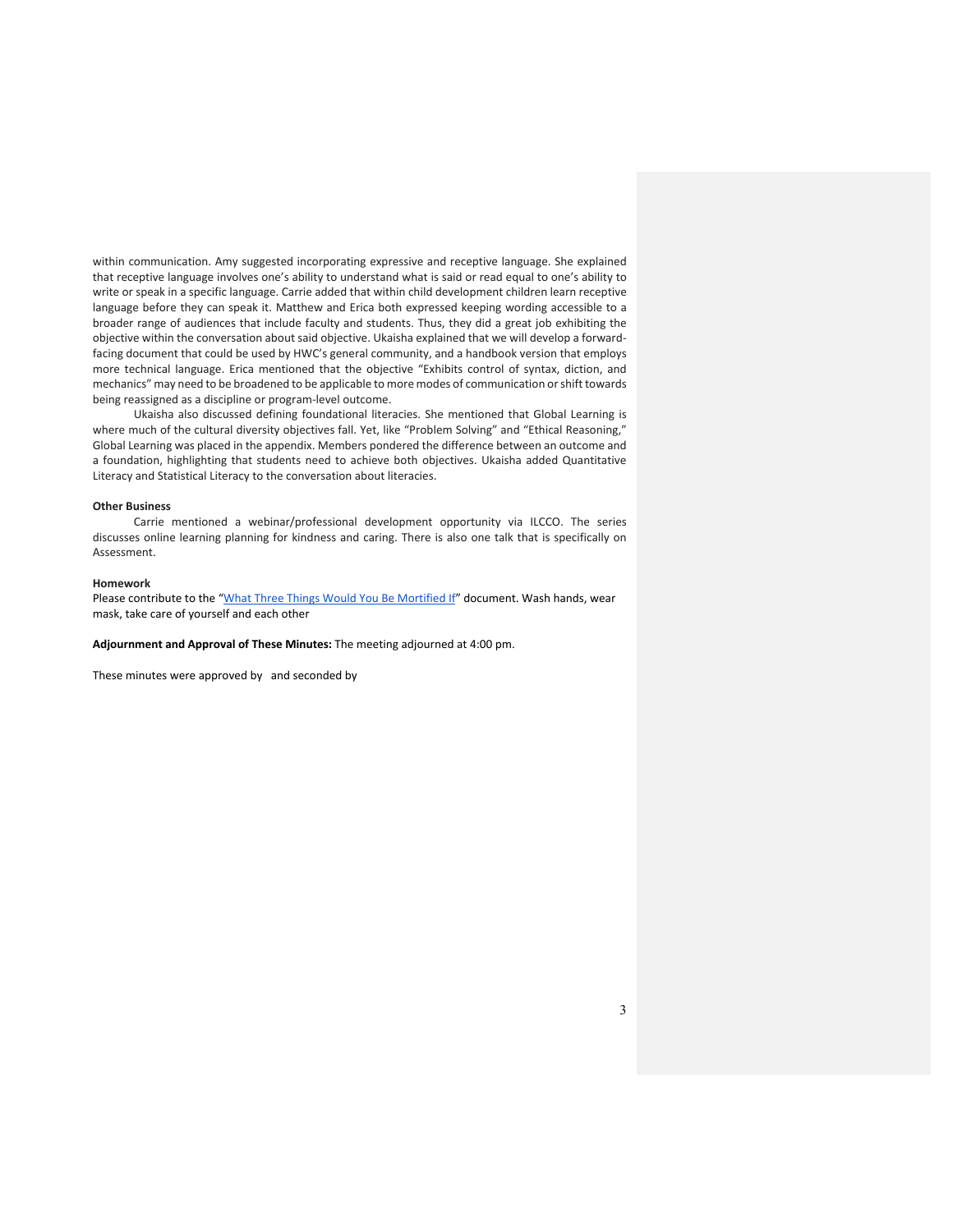within communication. Amy suggested incorporating expressive and receptive language. She explained that receptive language involves one's ability to understand what is said or read equal to one's ability to write or speak in a specific language. Carrie added that within child development children learn receptive language before they can speak it. Matthew and Erica both expressed keeping wording accessible to a broader range of audiences that include faculty and students. Thus, they did a great job exhibiting the objective within the conversation about said objective. Ukaisha explained that we will develop a forward-facing document that could be used by HWC's general community, and a handbook version that employs more technical language. Erica mentioned that the objective "Exhibits control of syntax, diction, and mechanics" may need to be broadened to be applicable to more modes of communication or shift towards being reassigned as a discipline or program-level outcome.

Ukaisha also discussed defining foundational literacies. She mentioned that Global Learning is where much of the cultural diversity objectives fall. Yet, like "Problem Solving" and "Ethical Reasoning," Global Learning was placed in the appendix. Members pondered the difference between an outcome and a foundation, highlighting that students need to achieve both objectives. Ukaisha added Quantitative Literacy and Statistical Literacy to the conversation about literacies.

**Other Business**

Carrie mentioned a webinar/professional development opportunity via ILCCO. The series discusses online learning planning for kindness and caring. There is also one talk that is specifically on Assessment.

**Homework**

Please contribute to the "What Three Things Would You Be Mortified If" document. Wash hands, wear mask, take care of yourself and each other

**Adjournment and Approval of These Minutes:** The meeting adjourned at 4:00 pm.

These minutes were approved by and seconded by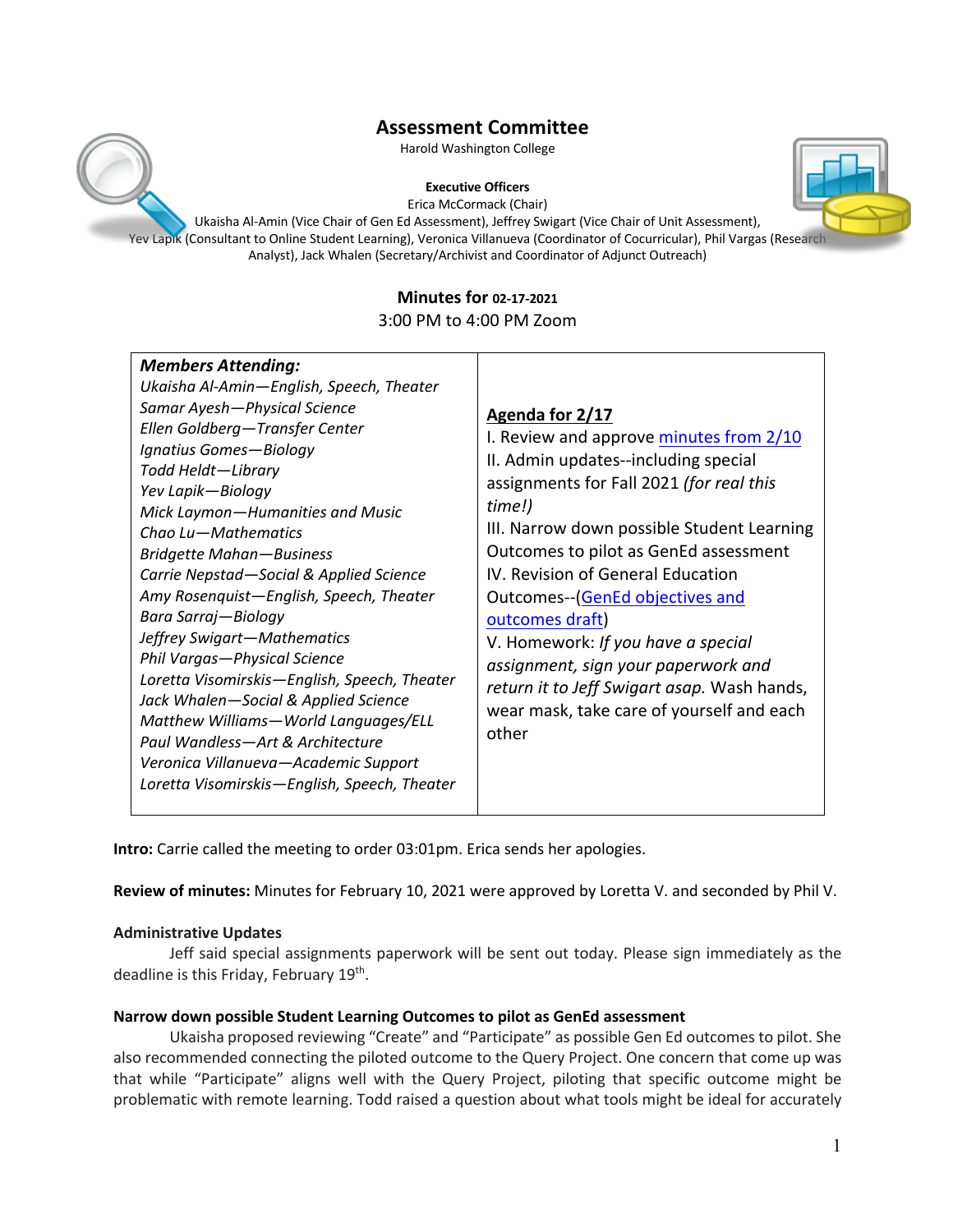# Assessment Committee

Harold Washington College

**Executive Officers**

Erica McCormack (Chair)

Ukaisha Al-Amin (Vice Chair of Gen Ed Assessment), Jeffrey Swigart (Vice Chair of Unit Assessment), Yev Lapik (Consultant to Online Student Learning), Veronica Villanueva (Coordinator of Cocurricular), Phil Vargas (Research Analyst), Jack Whalen (Secretary/Archivist and Coordinator of Adjunct Outreach)

## Minutes for 02-17-2021

3:00 PM to 4:00 PM Zoom

| ***Members Attending:*** | **Agenda for 2/17** |
|---|---|
| *Ukaisha Al-Amin—English, Speech, Theater*<br>*Samar Ayesh—Physical Science*<br>*Ellen Goldberg—Transfer Center*<br>*Ignatius Gomes—Biology*<br>*Todd Heldt—Library*<br>*Yev Lapik—Biology*<br>*Mick Laymon—Humanities and Music*<br>*Chao Lu—Mathematics*<br>*Bridgette Mahan—Business*<br>*Carrie Nepstad—Social & Applied Science*<br>*Amy Rosenquist—English, Speech, Theater*<br>*Bara Sarraj—Biology*<br>*Jeffrey Swigart—Mathematics*<br>*Phil Vargas—Physical Science*<br>*Loretta Visomirskis—English, Speech, Theater*<br>*Jack Whalen—Social & Applied Science*<br>*Matthew Williams—World Languages/ELL*<br>*Paul Wandless—Art & Architecture*<br>*Veronica Villanueva—Academic Support*<br>*Loretta Visomirskis—English, Speech, Theater* | I. Review and approve minutes from 2/10<br>II. Admin updates--including special assignments for Fall 2021 *(for real this time!)*<br>III. Narrow down possible Student Learning Outcomes to pilot as GenEd assessment<br>IV. Revision of General Education Outcomes--(GenEd objectives and outcomes draft)<br>V. Homework: *If you have a special assignment, sign your paperwork and return it to Jeff Swigart asap.* Wash hands, wear mask, take care of yourself and each other |

**Intro:** Carrie called the meeting to order 03:01pm. Erica sends her apologies.

**Review of minutes:** Minutes for February 10, 2021 were approved by Loretta V. and seconded by Phil V.

**Administrative Updates**

Jeff said special assignments paperwork will be sent out today. Please sign immediately as the deadline is this Friday, February 19th.

**Narrow down possible Student Learning Outcomes to pilot as GenEd assessment**

Ukaisha proposed reviewing "Create" and "Participate" as possible Gen Ed outcomes to pilot. She also recommended connecting the piloted outcome to the Query Project. One concern that come up was that while "Participate" aligns well with the Query Project, piloting that specific outcome might be problematic with remote learning. Todd raised a question about what tools might be ideal for accurately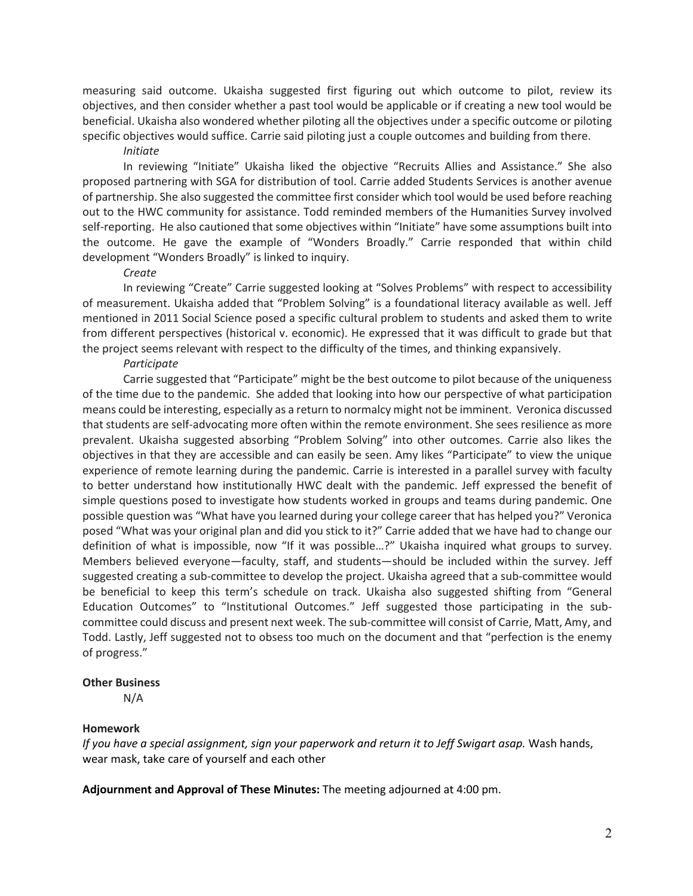measuring said outcome. Ukaisha suggested first figuring out which outcome to pilot, review its objectives, and then consider whether a past tool would be applicable or if creating a new tool would be beneficial. Ukaisha also wondered whether piloting all the objectives under a specific outcome or piloting specific objectives would suffice. Carrie said piloting just a couple outcomes and building from there.

*Initiate*

In reviewing "Initiate" Ukaisha liked the objective "Recruits Allies and Assistance." She also proposed partnering with SGA for distribution of tool. Carrie added Students Services is another avenue of partnership. She also suggested the committee first consider which tool would be used before reaching out to the HWC community for assistance. Todd reminded members of the Humanities Survey involved self-reporting. He also cautioned that some objectives within "Initiate" have some assumptions built into the outcome. He gave the example of "Wonders Broadly." Carrie responded that within child development "Wonders Broadly" is linked to inquiry.

*Create*

In reviewing "Create" Carrie suggested looking at "Solves Problems" with respect to accessibility of measurement. Ukaisha added that "Problem Solving" is a foundational literacy available as well. Jeff mentioned in 2011 Social Science posed a specific cultural problem to students and asked them to write from different perspectives (historical v. economic). He expressed that it was difficult to grade but that the project seems relevant with respect to the difficulty of the times, and thinking expansively.

*Participate*

Carrie suggested that "Participate" might be the best outcome to pilot because of the uniqueness of the time due to the pandemic. She added that looking into how our perspective of what participation means could be interesting, especially as a return to normalcy might not be imminent. Veronica discussed that students are self-advocating more often within the remote environment. She sees resilience as more prevalent. Ukaisha suggested absorbing "Problem Solving" into other outcomes. Carrie also likes the objectives in that they are accessible and can easily be seen. Amy likes "Participate" to view the unique experience of remote learning during the pandemic. Carrie is interested in a parallel survey with faculty to better understand how institutionally HWC dealt with the pandemic. Jeff expressed the benefit of simple questions posed to investigate how students worked in groups and teams during pandemic. One possible question was "What have you learned during your college career that has helped you?" Veronica posed "What was your original plan and did you stick to it?" Carrie added that we have had to change our definition of what is impossible, now "If it was possible…?" Ukaisha inquired what groups to survey. Members believed everyone—faculty, staff, and students—should be included within the survey. Jeff suggested creating a sub-committee to develop the project. Ukaisha agreed that a sub-committee would be beneficial to keep this term's schedule on track. Ukaisha also suggested shifting from "General Education Outcomes" to "Institutional Outcomes." Jeff suggested those participating in the sub-committee could discuss and present next week. The sub-committee will consist of Carrie, Matt, Amy, and Todd. Lastly, Jeff suggested not to obsess too much on the document and that "perfection is the enemy of progress."

**Other Business**

N/A

**Homework**

*If you have a special assignment, sign your paperwork and return it to Jeff Swigart asap.* Wash hands, wear mask, take care of yourself and each other

**Adjournment and Approval of These Minutes:** The meeting adjourned at 4:00 pm.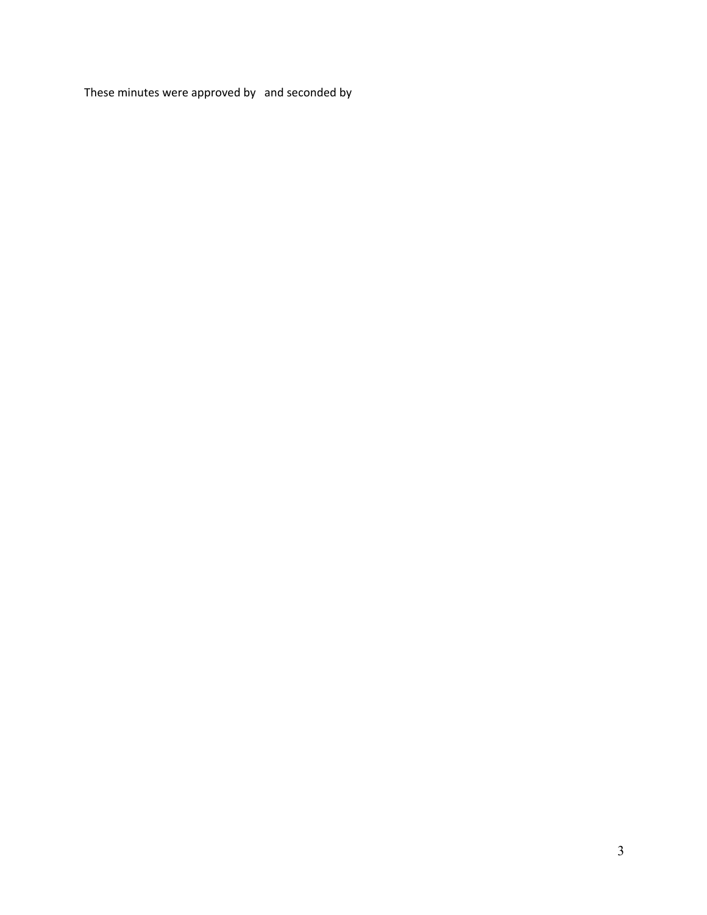These minutes were approved by   and seconded by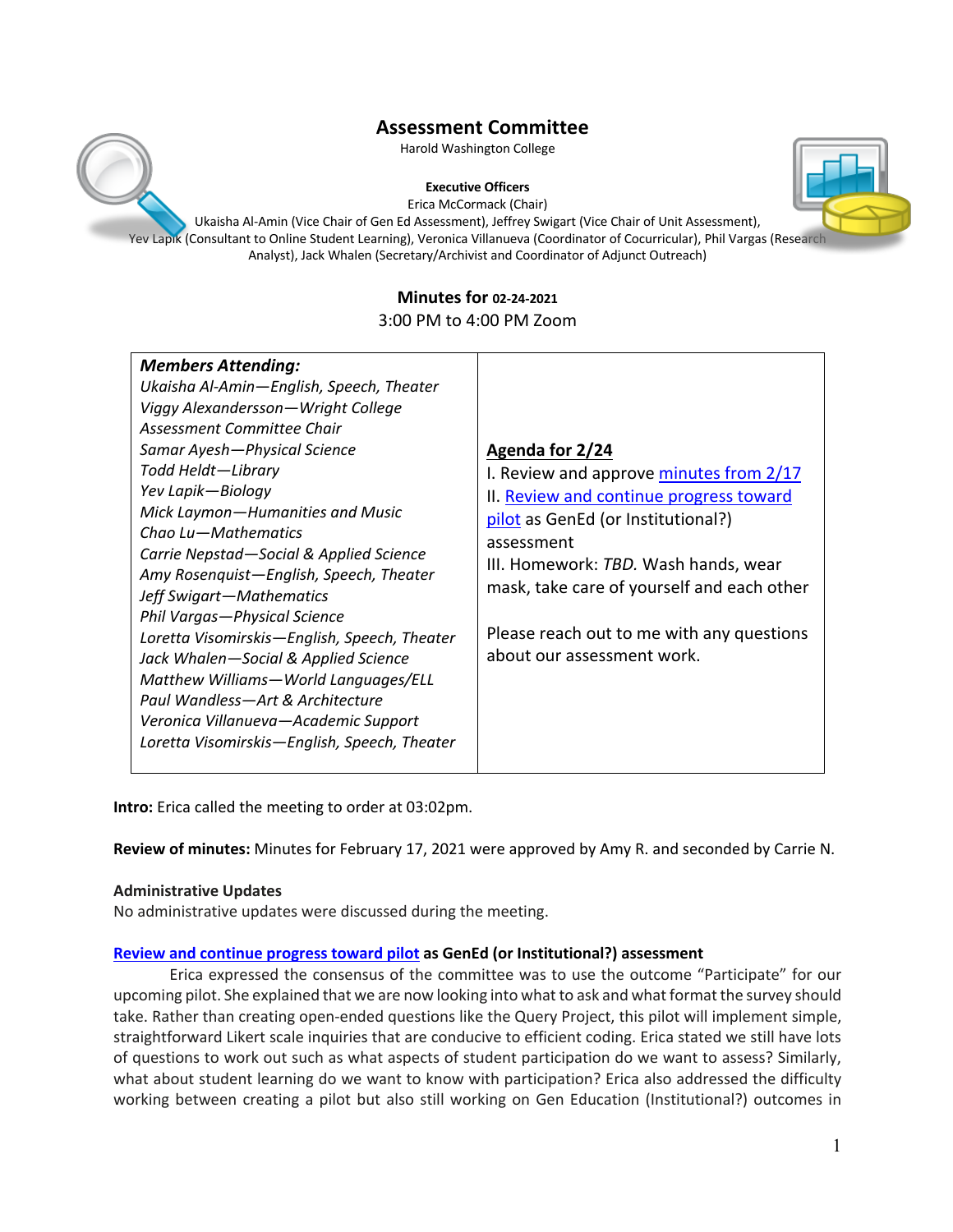# Assessment Committee

Harold Washington College

**Executive Officers**

Erica McCormack (Chair)

Ukaisha Al-Amin (Vice Chair of Gen Ed Assessment), Jeffrey Swigart (Vice Chair of Unit Assessment), Yev Lapik (Consultant to Online Student Learning), Veronica Villanueva (Coordinator of Cocurricular), Phil Vargas (Research Analyst), Jack Whalen (Secretary/Archivist and Coordinator of Adjunct Outreach)

## Minutes for 02-24-2021

3:00 PM to 4:00 PM Zoom

| ***Members Attending:*** | **Agenda for 2/24** |
|---|---|
| *Ukaisha Al-Amin—English, Speech, Theater*<br>*Viggy Alexandersson—Wright College Assessment Committee Chair*<br>*Samar Ayesh—Physical Science*<br>*Todd Heldt—Library*<br>*Yev Lapik—Biology*<br>*Mick Laymon—Humanities and Music*<br>*Chao Lu—Mathematics*<br>*Carrie Nepstad—Social & Applied Science*<br>*Amy Rosenquist—English, Speech, Theater*<br>*Jeff Swigart—Mathematics*<br>*Phil Vargas—Physical Science*<br>*Loretta Visomirskis—English, Speech, Theater*<br>*Jack Whalen—Social & Applied Science*<br>*Matthew Williams—World Languages/ELL*<br>*Paul Wandless—Art & Architecture*<br>*Veronica Villanueva—Academic Support*<br>*Loretta Visomirskis—English, Speech, Theater* | I. Review and approve minutes from 2/17<br>II. Review and continue progress toward pilot as GenEd (or Institutional?) assessment<br>III. Homework: *TBD.* Wash hands, wear mask, take care of yourself and each other<br><br>Please reach out to me with any questions about our assessment work. |

**Intro:** Erica called the meeting to order at 03:02pm.

**Review of minutes:** Minutes for February 17, 2021 were approved by Amy R. and seconded by Carrie N.

**Administrative Updates**

No administrative updates were discussed during the meeting.

**Review and continue progress toward pilot as GenEd (or Institutional?) assessment**

Erica expressed the consensus of the committee was to use the outcome "Participate" for our upcoming pilot. She explained that we are now looking into what to ask and what format the survey should take. Rather than creating open-ended questions like the Query Project, this pilot will implement simple, straightforward Likert scale inquiries that are conducive to efficient coding. Erica stated we still have lots of questions to work out such as what aspects of student participation do we want to assess? Similarly, what about student learning do we want to know with participation? Erica also addressed the difficulty working between creating a pilot but also still working on Gen Education (Institutional?) outcomes in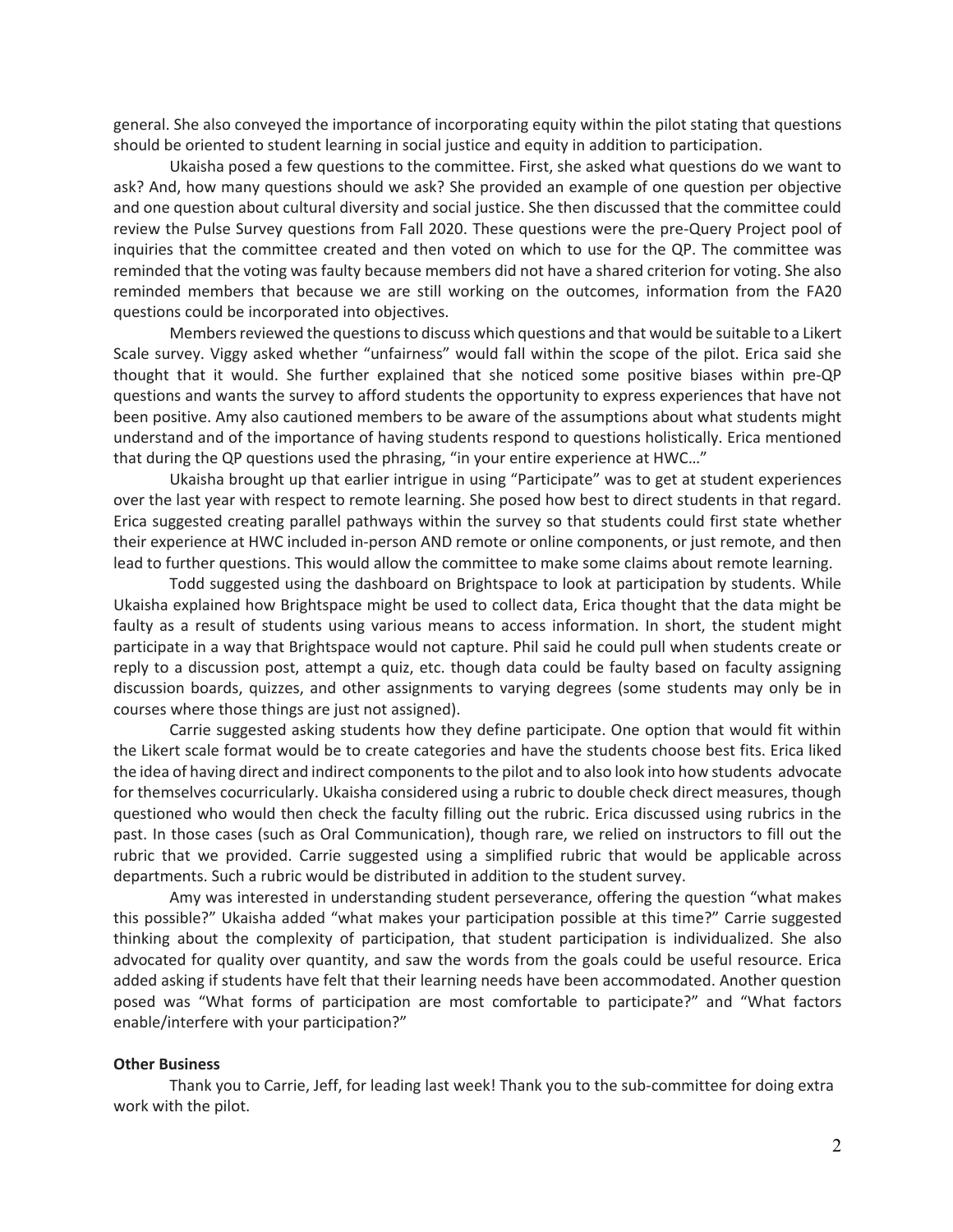general. She also conveyed the importance of incorporating equity within the pilot stating that questions should be oriented to student learning in social justice and equity in addition to participation.

Ukaisha posed a few questions to the committee. First, she asked what questions do we want to ask? And, how many questions should we ask? She provided an example of one question per objective and one question about cultural diversity and social justice. She then discussed that the committee could review the Pulse Survey questions from Fall 2020. These questions were the pre-Query Project pool of inquiries that the committee created and then voted on which to use for the QP. The committee was reminded that the voting was faulty because members did not have a shared criterion for voting. She also reminded members that because we are still working on the outcomes, information from the FA20 questions could be incorporated into objectives.

Members reviewed the questions to discuss which questions and that would be suitable to a Likert Scale survey. Viggy asked whether "unfairness" would fall within the scope of the pilot. Erica said she thought that it would. She further explained that she noticed some positive biases within pre-QP questions and wants the survey to afford students the opportunity to express experiences that have not been positive. Amy also cautioned members to be aware of the assumptions about what students might understand and of the importance of having students respond to questions holistically. Erica mentioned that during the QP questions used the phrasing, "in your entire experience at HWC…"

Ukaisha brought up that earlier intrigue in using "Participate" was to get at student experiences over the last year with respect to remote learning. She posed how best to direct students in that regard. Erica suggested creating parallel pathways within the survey so that students could first state whether their experience at HWC included in-person AND remote or online components, or just remote, and then lead to further questions. This would allow the committee to make some claims about remote learning.

Todd suggested using the dashboard on Brightspace to look at participation by students. While Ukaisha explained how Brightspace might be used to collect data, Erica thought that the data might be faulty as a result of students using various means to access information. In short, the student might participate in a way that Brightspace would not capture. Phil said he could pull when students create or reply to a discussion post, attempt a quiz, etc. though data could be faulty based on faculty assigning discussion boards, quizzes, and other assignments to varying degrees (some students may only be in courses where those things are just not assigned).

Carrie suggested asking students how they define participate. One option that would fit within the Likert scale format would be to create categories and have the students choose best fits. Erica liked the idea of having direct and indirect components to the pilot and to also look into how students advocate for themselves cocurricularly. Ukaisha considered using a rubric to double check direct measures, though questioned who would then check the faculty filling out the rubric. Erica discussed using rubrics in the past. In those cases (such as Oral Communication), though rare, we relied on instructors to fill out the rubric that we provided. Carrie suggested using a simplified rubric that would be applicable across departments. Such a rubric would be distributed in addition to the student survey.

Amy was interested in understanding student perseverance, offering the question "what makes this possible?" Ukaisha added "what makes your participation possible at this time?" Carrie suggested thinking about the complexity of participation, that student participation is individualized. She also advocated for quality over quantity, and saw the words from the goals could be useful resource. Erica added asking if students have felt that their learning needs have been accommodated. Another question posed was "What forms of participation are most comfortable to participate?" and "What factors enable/interfere with your participation?"

**Other Business**

Thank you to Carrie, Jeff, for leading last week! Thank you to the sub-committee for doing extra work with the pilot.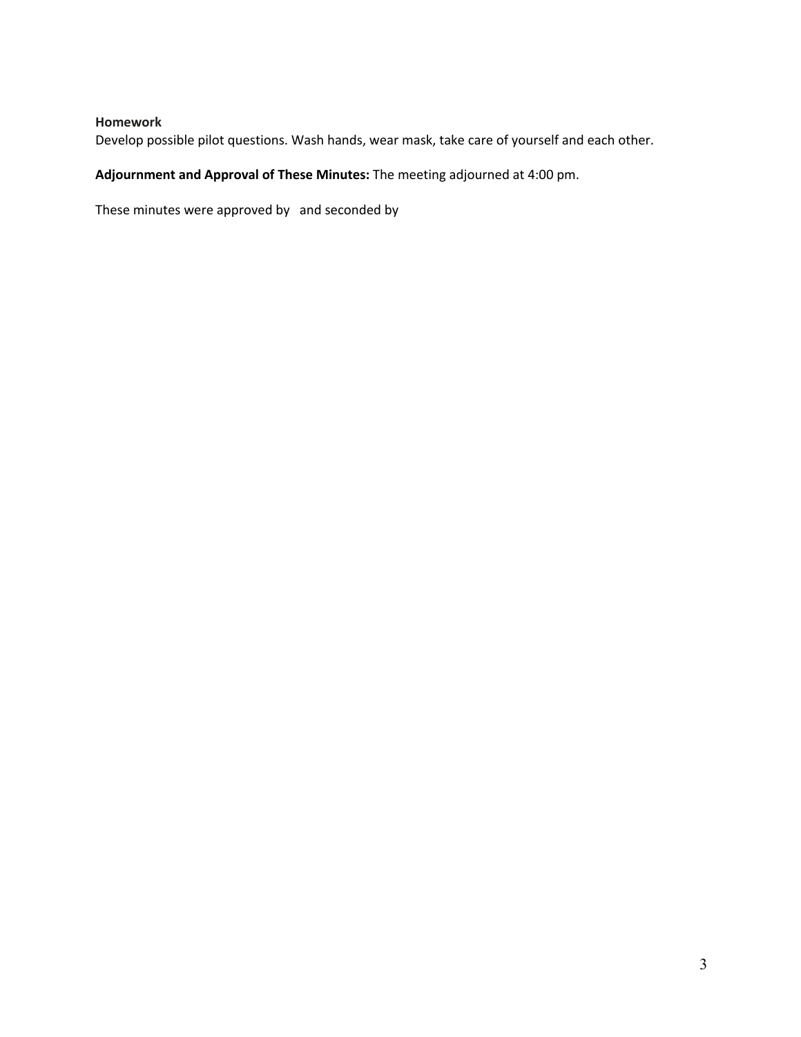**Homework**
Develop possible pilot questions. Wash hands, wear mask, take care of yourself and each other.

**Adjournment and Approval of These Minutes:** The meeting adjourned at 4:00 pm.

These minutes were approved by and seconded by